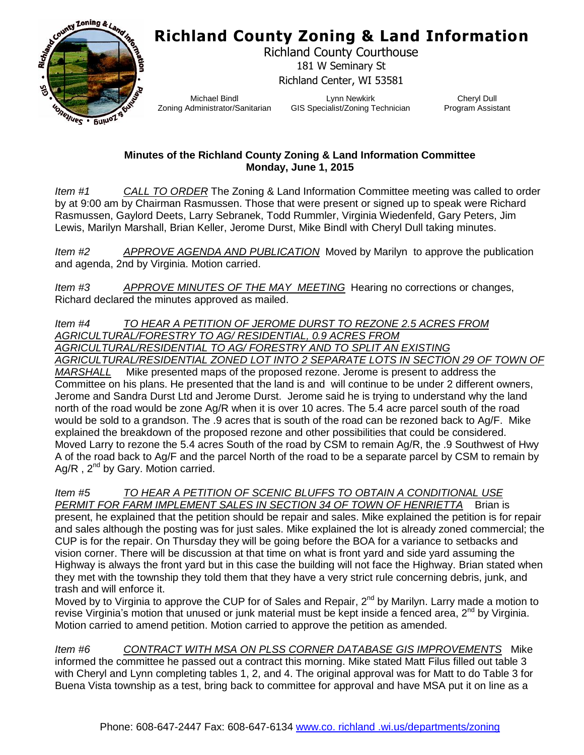# Richland County Zoning & Land Information

Richland County Courthouse
181 W Seminary St
Richland Center, WI 53581

Michael Bindl
Zoning Administrator/Sanitarian

Lynn Newkirk
GIS Specialist/Zoning Technician

Cheryl Dull
Program Assistant

**Minutes of the Richland County Zoning & Land Information Committee**
**Monday, June 1, 2015**

*Item #1* *CALL TO ORDER* The Zoning & Land Information Committee meeting was called to order by at 9:00 am by Chairman Rasmussen. Those that were present or signed up to speak were Richard Rasmussen, Gaylord Deets, Larry Sebranek, Todd Rummler, Virginia Wiedenfeld, Gary Peters, Jim Lewis, Marilyn Marshall, Brian Keller, Jerome Durst, Mike Bindl with Cheryl Dull taking minutes.

*Item #2* *APPROVE AGENDA AND PUBLICATION* Moved by Marilyn to approve the publication and agenda, 2nd by Virginia. Motion carried.

*Item #3* *APPROVE MINUTES OF THE MAY MEETING* Hearing no corrections or changes, Richard declared the minutes approved as mailed.

*Item #4* *TO HEAR A PETITION OF JEROME DURST TO REZONE 2.5 ACRES FROM AGRICULTURAL/FORESTRY TO AG/ RESIDENTIAL, 0.9 ACRES FROM AGRICULTURAL/RESIDENTIAL TO AG/ FORESTRY AND TO SPLIT AN EXISTING AGRICULTURAL/RESIDENTIAL ZONED LOT INTO 2 SEPARATE LOTS IN SECTION 29 OF TOWN OF MARSHALL* Mike presented maps of the proposed rezone. Jerome is present to address the Committee on his plans. He presented that the land is and will continue to be under 2 different owners, Jerome and Sandra Durst Ltd and Jerome Durst. Jerome said he is trying to understand why the land north of the road would be zone Ag/R when it is over 10 acres. The 5.4 acre parcel south of the road would be sold to a grandson. The .9 acres that is south of the road can be rezoned back to Ag/F. Mike explained the breakdown of the proposed rezone and other possibilities that could be considered. Moved Larry to rezone the 5.4 acres South of the road by CSM to remain Ag/R, the .9 Southwest of Hwy A of the road back to Ag/F and the parcel North of the road to be a separate parcel by CSM to remain by Ag/R , 2nd by Gary. Motion carried.

*Item #5* *TO HEAR A PETITION OF SCENIC BLUFFS TO OBTAIN A CONDITIONAL USE PERMIT FOR FARM IMPLEMENT SALES IN SECTION 34 OF TOWN OF HENRIETTA* Brian is present, he explained that the petition should be repair and sales. Mike explained the petition is for repair and sales although the posting was for just sales. Mike explained the lot is already zoned commercial; the CUP is for the repair. On Thursday they will be going before the BOA for a variance to setbacks and vision corner. There will be discussion at that time on what is front yard and side yard assuming the Highway is always the front yard but in this case the building will not face the Highway. Brian stated when they met with the township they told them that they have a very strict rule concerning debris, junk, and trash and will enforce it.
Moved by to Virginia to approve the CUP for of Sales and Repair, 2nd by Marilyn. Larry made a motion to revise Virginia's motion that unused or junk material must be kept inside a fenced area, 2nd by Virginia. Motion carried to amend petition. Motion carried to approve the petition as amended.

*Item #6* *CONTRACT WITH MSA ON PLSS CORNER DATABASE GIS IMPROVEMENTS* Mike informed the committee he passed out a contract this morning. Mike stated Matt Filus filled out table 3 with Cheryl and Lynn completing tables 1, 2, and 4. The original approval was for Matt to do Table 3 for Buena Vista township as a test, bring back to committee for approval and have MSA put it on line as a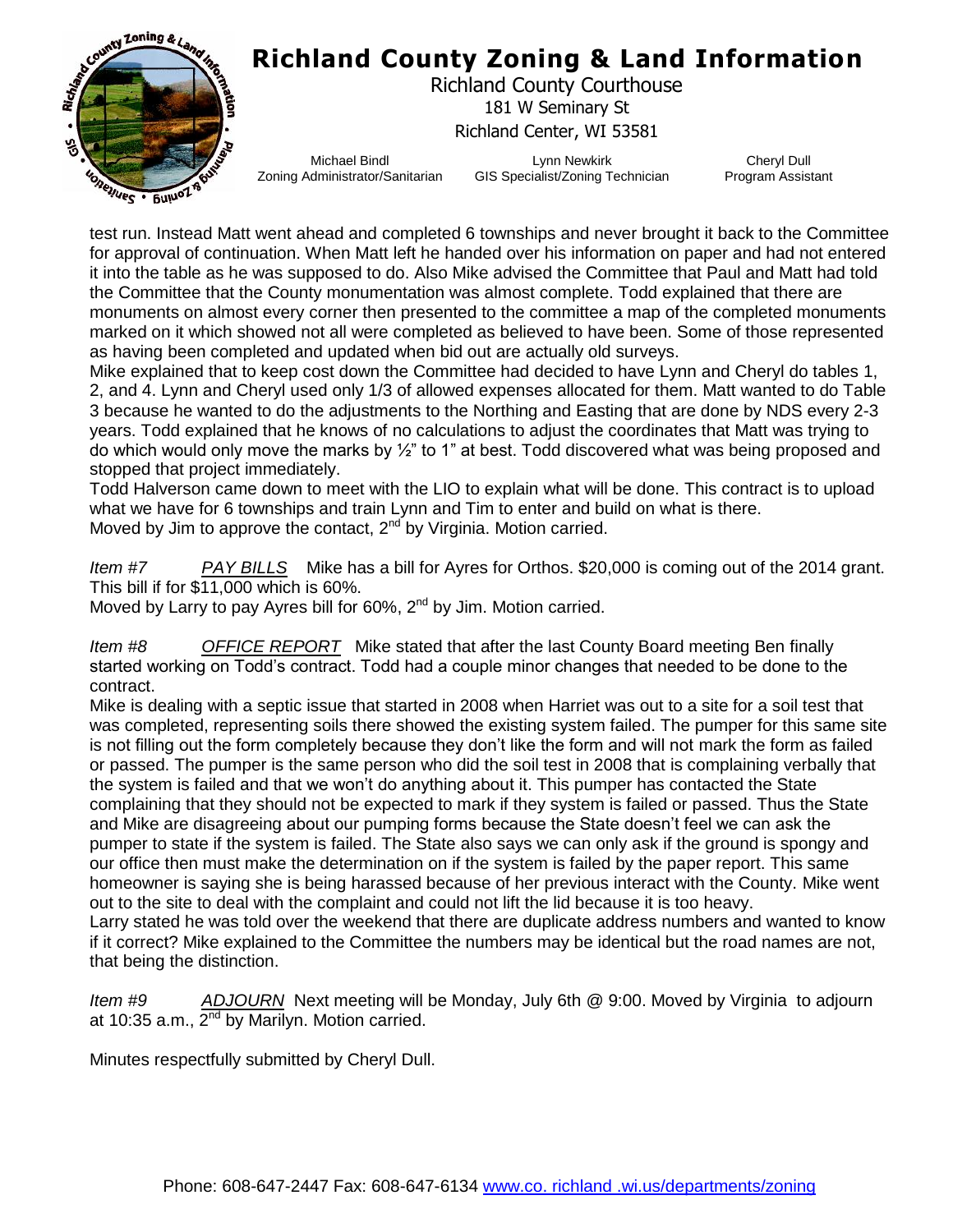test run. Instead Matt went ahead and completed 6 townships and never brought it back to the Committee for approval of continuation. When Matt left he handed over his information on paper and had not entered it into the table as he was supposed to do. Also Mike advised the Committee that Paul and Matt had told the Committee that the County monumentation was almost complete. Todd explained that there are monuments on almost every corner then presented to the committee a map of the completed monuments marked on it which showed not all were completed as believed to have been. Some of those represented as having been completed and updated when bid out are actually old surveys.
Mike explained that to keep cost down the Committee had decided to have Lynn and Cheryl do tables 1, 2, and 4. Lynn and Cheryl used only 1/3 of allowed expenses allocated for them. Matt wanted to do Table 3 because he wanted to do the adjustments to the Northing and Easting that are done by NDS every 2-3 years. Todd explained that he knows of no calculations to adjust the coordinates that Matt was trying to do which would only move the marks by ½" to 1" at best. Todd discovered what was being proposed and stopped that project immediately.
Todd Halverson came down to meet with the LIO to explain what will be done. This contract is to upload what we have for 6 townships and train Lynn and Tim to enter and build on what is there.
Moved by Jim to approve the contact, 2nd by Virginia. Motion carried.

*Item #7* *PAY BILLS* Mike has a bill for Ayres for Orthos. $20,000 is coming out of the 2014 grant. This bill if for $11,000 which is 60%.
Moved by Larry to pay Ayres bill for 60%, 2nd by Jim. Motion carried.

*Item #8* *OFFICE REPORT* Mike stated that after the last County Board meeting Ben finally started working on Todd's contract. Todd had a couple minor changes that needed to be done to the contract.
Mike is dealing with a septic issue that started in 2008 when Harriet was out to a site for a soil test that was completed, representing soils there showed the existing system failed. The pumper for this same site is not filling out the form completely because they don't like the form and will not mark the form as failed or passed. The pumper is the same person who did the soil test in 2008 that is complaining verbally that the system is failed and that we won't do anything about it. This pumper has contacted the State complaining that they should not be expected to mark if they system is failed or passed. Thus the State and Mike are disagreeing about our pumping forms because the State doesn't feel we can ask the pumper to state if the system is failed. The State also says we can only ask if the ground is spongy and our office then must make the determination on if the system is failed by the paper report. This same homeowner is saying she is being harassed because of her previous interact with the County. Mike went out to the site to deal with the complaint and could not lift the lid because it is too heavy.
Larry stated he was told over the weekend that there are duplicate address numbers and wanted to know if it correct? Mike explained to the Committee the numbers may be identical but the road names are not, that being the distinction.

*Item #9* *ADJOURN* Next meeting will be Monday, July 6th @ 9:00. Moved by Virginia to adjourn at 10:35 a.m., 2nd by Marilyn. Motion carried.

Minutes respectfully submitted by Cheryl Dull.